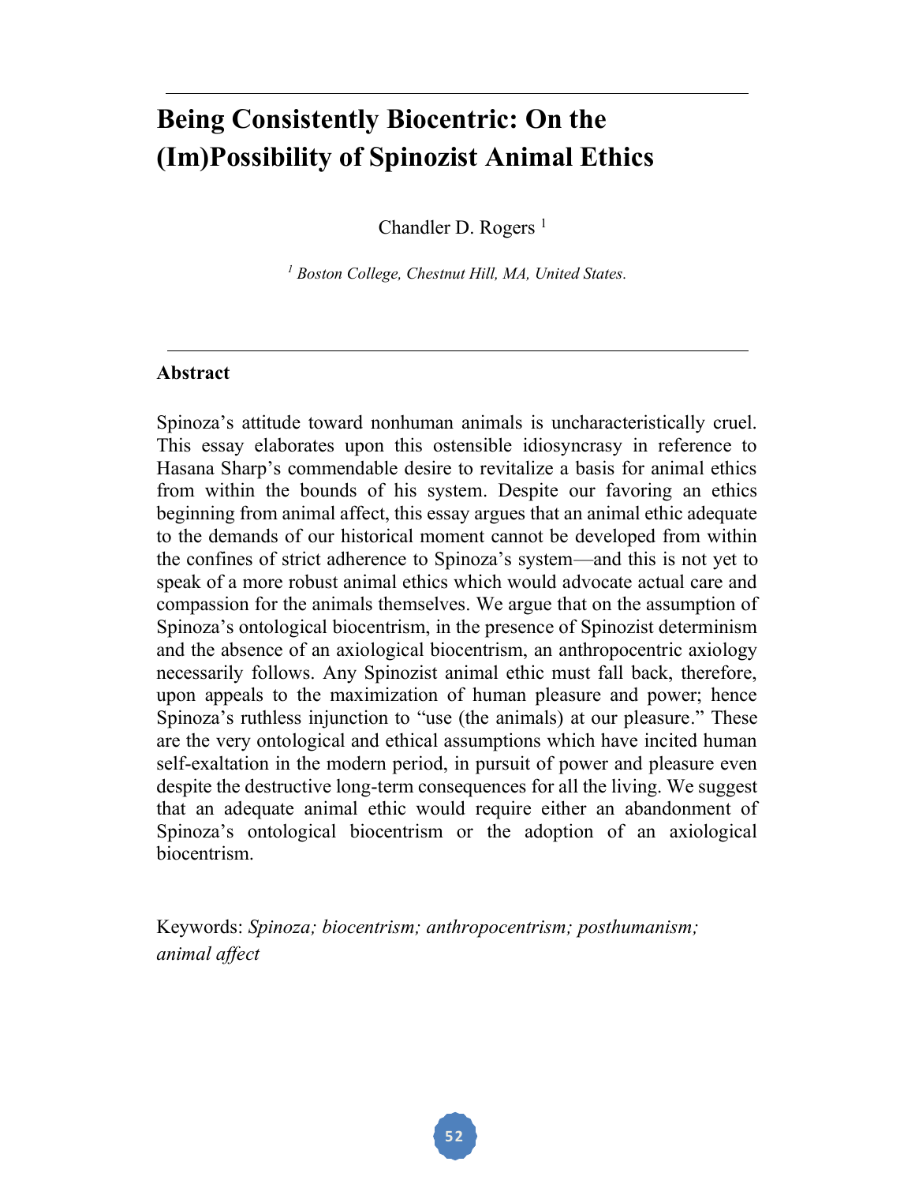# Being Consistently Biocentric: On the (Im)Possibility of Spinozist Animal Ethics

Chandler D. Rogers [1]

[1] *Boston College, Chestnut Hill, MA, United States.*

## Abstract

Spinoza's attitude toward nonhuman animals is uncharacteristically cruel. This essay elaborates upon this ostensible idiosyncrasy in reference to Hasana Sharp's commendable desire to revitalize a basis for animal ethics from within the bounds of his system. Despite our favoring an ethics beginning from animal affect, this essay argues that an animal ethic adequate to the demands of our historical moment cannot be developed from within the confines of strict adherence to Spinoza's system—and this is not yet to speak of a more robust animal ethics which would advocate actual care and compassion for the animals themselves. We argue that on the assumption of Spinoza's ontological biocentrism, in the presence of Spinozist determinism and the absence of an axiological biocentrism, an anthropocentric axiology necessarily follows. Any Spinozist animal ethic must fall back, therefore, upon appeals to the maximization of human pleasure and power; hence Spinoza's ruthless injunction to "use (the animals) at our pleasure." These are the very ontological and ethical assumptions which have incited human self-exaltation in the modern period, in pursuit of power and pleasure even despite the destructive long-term consequences for all the living. We suggest that an adequate animal ethic would require either an abandonment of Spinoza's ontological biocentrism or the adoption of an axiological biocentrism.

Keywords: *Spinoza; biocentrism; anthropocentrism; posthumanism; animal affect*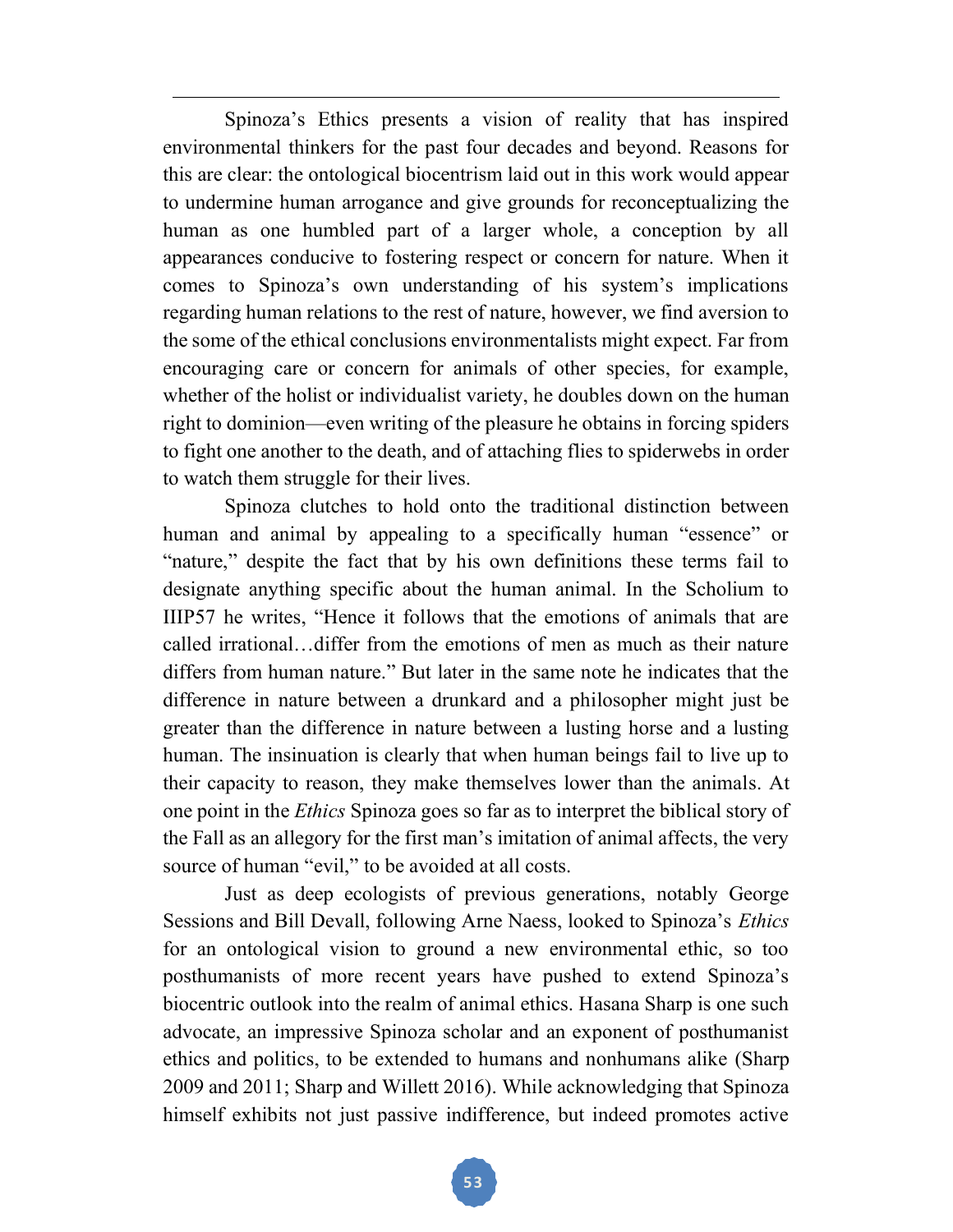Spinoza's Ethics presents a vision of reality that has inspired environmental thinkers for the past four decades and beyond. Reasons for this are clear: the ontological biocentrism laid out in this work would appear to undermine human arrogance and give grounds for reconceptualizing the human as one humbled part of a larger whole, a conception by all appearances conducive to fostering respect or concern for nature. When it comes to Spinoza's own understanding of his system's implications regarding human relations to the rest of nature, however, we find aversion to the some of the ethical conclusions environmentalists might expect. Far from encouraging care or concern for animals of other species, for example, whether of the holist or individualist variety, he doubles down on the human right to dominion—even writing of the pleasure he obtains in forcing spiders to fight one another to the death, and of attaching flies to spiderwebs in order to watch them struggle for their lives.

Spinoza clutches to hold onto the traditional distinction between human and animal by appealing to a specifically human "essence" or "nature," despite the fact that by his own definitions these terms fail to designate anything specific about the human animal. In the Scholium to IIIP57 he writes, "Hence it follows that the emotions of animals that are called irrational…differ from the emotions of men as much as their nature differs from human nature." But later in the same note he indicates that the difference in nature between a drunkard and a philosopher might just be greater than the difference in nature between a lusting horse and a lusting human. The insinuation is clearly that when human beings fail to live up to their capacity to reason, they make themselves lower than the animals. At one point in the *Ethics* Spinoza goes so far as to interpret the biblical story of the Fall as an allegory for the first man's imitation of animal affects, the very source of human "evil," to be avoided at all costs.

Just as deep ecologists of previous generations, notably George Sessions and Bill Devall, following Arne Naess, looked to Spinoza's *Ethics* for an ontological vision to ground a new environmental ethic, so too posthumanists of more recent years have pushed to extend Spinoza's biocentric outlook into the realm of animal ethics. Hasana Sharp is one such advocate, an impressive Spinoza scholar and an exponent of posthumanist ethics and politics, to be extended to humans and nonhumans alike (Sharp 2009 and 2011; Sharp and Willett 2016). While acknowledging that Spinoza himself exhibits not just passive indifference, but indeed promotes active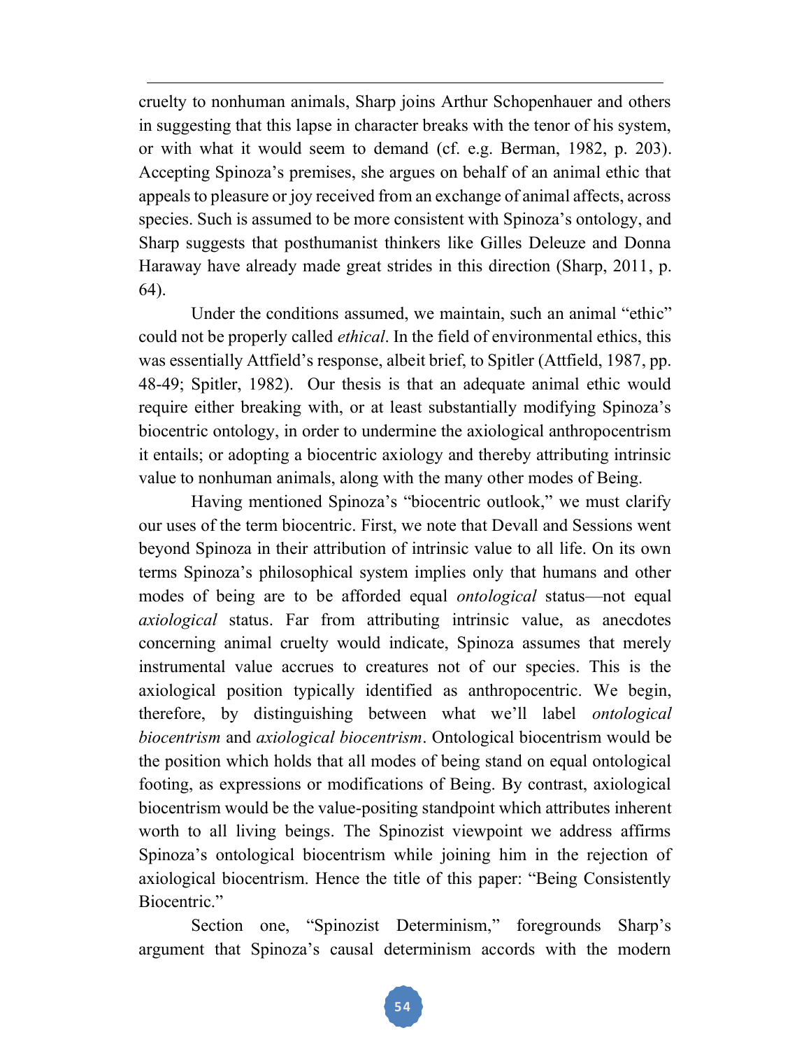cruelty to nonhuman animals, Sharp joins Arthur Schopenhauer and others in suggesting that this lapse in character breaks with the tenor of his system, or with what it would seem to demand (cf. e.g. Berman, 1982, p. 203). Accepting Spinoza's premises, she argues on behalf of an animal ethic that appeals to pleasure or joy received from an exchange of animal affects, across species. Such is assumed to be more consistent with Spinoza's ontology, and Sharp suggests that posthumanist thinkers like Gilles Deleuze and Donna Haraway have already made great strides in this direction (Sharp, 2011, p. 64).

Under the conditions assumed, we maintain, such an animal "ethic" could not be properly called *ethical*. In the field of environmental ethics, this was essentially Attfield's response, albeit brief, to Spitler (Attfield, 1987, pp. 48-49; Spitler, 1982). Our thesis is that an adequate animal ethic would require either breaking with, or at least substantially modifying Spinoza's biocentric ontology, in order to undermine the axiological anthropocentrism it entails; or adopting a biocentric axiology and thereby attributing intrinsic value to nonhuman animals, along with the many other modes of Being.

Having mentioned Spinoza's "biocentric outlook," we must clarify our uses of the term biocentric. First, we note that Devall and Sessions went beyond Spinoza in their attribution of intrinsic value to all life. On its own terms Spinoza's philosophical system implies only that humans and other modes of being are to be afforded equal *ontological* status—not equal *axiological* status. Far from attributing intrinsic value, as anecdotes concerning animal cruelty would indicate, Spinoza assumes that merely instrumental value accrues to creatures not of our species. This is the axiological position typically identified as anthropocentric. We begin, therefore, by distinguishing between what we'll label *ontological biocentrism* and *axiological biocentrism*. Ontological biocentrism would be the position which holds that all modes of being stand on equal ontological footing, as expressions or modifications of Being. By contrast, axiological biocentrism would be the value-positing standpoint which attributes inherent worth to all living beings. The Spinozist viewpoint we address affirms Spinoza's ontological biocentrism while joining him in the rejection of axiological biocentrism. Hence the title of this paper: "Being Consistently Biocentric."

Section one, "Spinozist Determinism," foregrounds Sharp's argument that Spinoza's causal determinism accords with the modern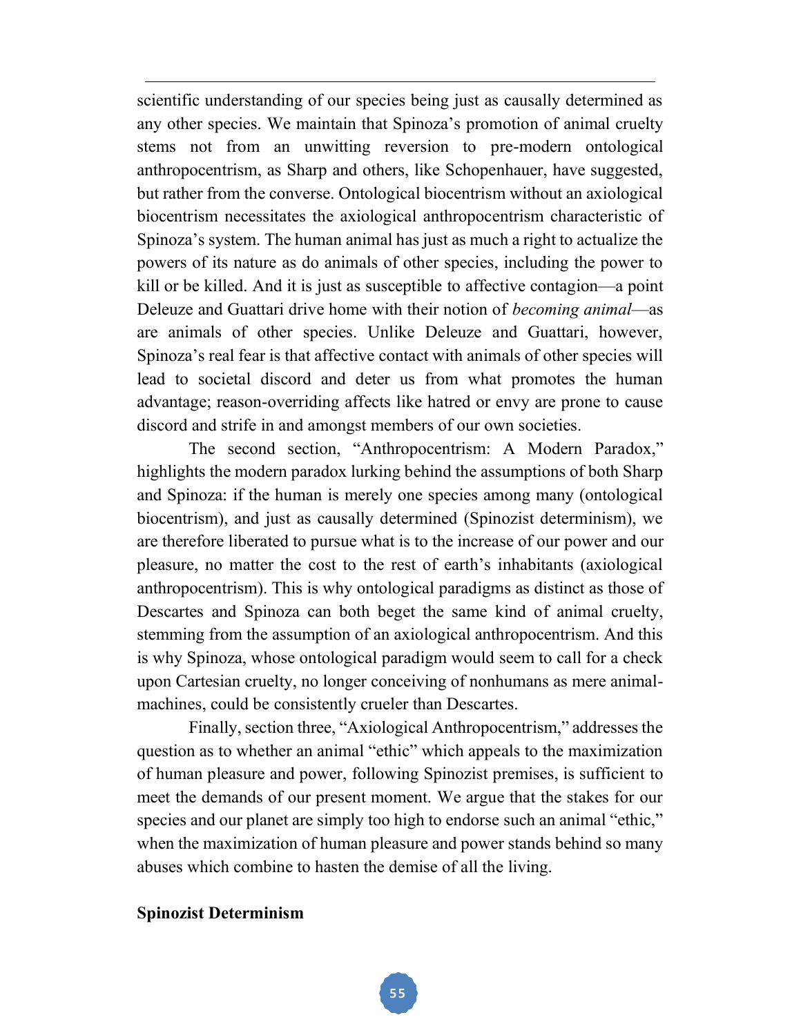scientific understanding of our species being just as causally determined as any other species. We maintain that Spinoza's promotion of animal cruelty stems not from an unwitting reversion to pre-modern ontological anthropocentrism, as Sharp and others, like Schopenhauer, have suggested, but rather from the converse. Ontological biocentrism without an axiological biocentrism necessitates the axiological anthropocentrism characteristic of Spinoza's system. The human animal has just as much a right to actualize the powers of its nature as do animals of other species, including the power to kill or be killed. And it is just as susceptible to affective contagion—a point Deleuze and Guattari drive home with their notion of *becoming animal*—as are animals of other species. Unlike Deleuze and Guattari, however, Spinoza's real fear is that affective contact with animals of other species will lead to societal discord and deter us from what promotes the human advantage; reason-overriding affects like hatred or envy are prone to cause discord and strife in and amongst members of our own societies.

The second section, "Anthropocentrism: A Modern Paradox," highlights the modern paradox lurking behind the assumptions of both Sharp and Spinoza: if the human is merely one species among many (ontological biocentrism), and just as causally determined (Spinozist determinism), we are therefore liberated to pursue what is to the increase of our power and our pleasure, no matter the cost to the rest of earth's inhabitants (axiological anthropocentrism). This is why ontological paradigms as distinct as those of Descartes and Spinoza can both beget the same kind of animal cruelty, stemming from the assumption of an axiological anthropocentrism. And this is why Spinoza, whose ontological paradigm would seem to call for a check upon Cartesian cruelty, no longer conceiving of nonhumans as mere animal-machines, could be consistently crueler than Descartes.

Finally, section three, "Axiological Anthropocentrism," addresses the question as to whether an animal "ethic" which appeals to the maximization of human pleasure and power, following Spinozist premises, is sufficient to meet the demands of our present moment. We argue that the stakes for our species and our planet are simply too high to endorse such an animal "ethic," when the maximization of human pleasure and power stands behind so many abuses which combine to hasten the demise of all the living.

## Spinozist Determinism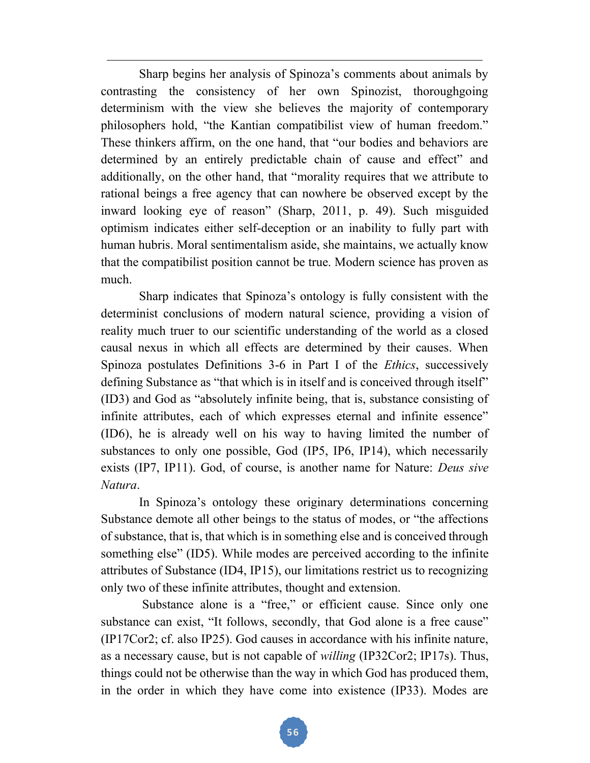Sharp begins her analysis of Spinoza's comments about animals by contrasting the consistency of her own Spinozist, thoroughgoing determinism with the view she believes the majority of contemporary philosophers hold, "the Kantian compatibilist view of human freedom." These thinkers affirm, on the one hand, that "our bodies and behaviors are determined by an entirely predictable chain of cause and effect" and additionally, on the other hand, that "morality requires that we attribute to rational beings a free agency that can nowhere be observed except by the inward looking eye of reason" (Sharp, 2011, p. 49). Such misguided optimism indicates either self-deception or an inability to fully part with human hubris. Moral sentimentalism aside, she maintains, we actually know that the compatibilist position cannot be true. Modern science has proven as much.

Sharp indicates that Spinoza's ontology is fully consistent with the determinist conclusions of modern natural science, providing a vision of reality much truer to our scientific understanding of the world as a closed causal nexus in which all effects are determined by their causes. When Spinoza postulates Definitions 3-6 in Part I of the *Ethics*, successively defining Substance as "that which is in itself and is conceived through itself" (ID3) and God as "absolutely infinite being, that is, substance consisting of infinite attributes, each of which expresses eternal and infinite essence" (ID6), he is already well on his way to having limited the number of substances to only one possible, God (IP5, IP6, IP14), which necessarily exists (IP7, IP11). God, of course, is another name for Nature: *Deus sive Natura*.

In Spinoza's ontology these originary determinations concerning Substance demote all other beings to the status of modes, or "the affections of substance, that is, that which is in something else and is conceived through something else" (ID5). While modes are perceived according to the infinite attributes of Substance (ID4, IP15), our limitations restrict us to recognizing only two of these infinite attributes, thought and extension.

Substance alone is a "free," or efficient cause. Since only one substance can exist, "It follows, secondly, that God alone is a free cause" (IP17Cor2; cf. also IP25). God causes in accordance with his infinite nature, as a necessary cause, but is not capable of *willing* (IP32Cor2; IP17s). Thus, things could not be otherwise than the way in which God has produced them, in the order in which they have come into existence (IP33). Modes are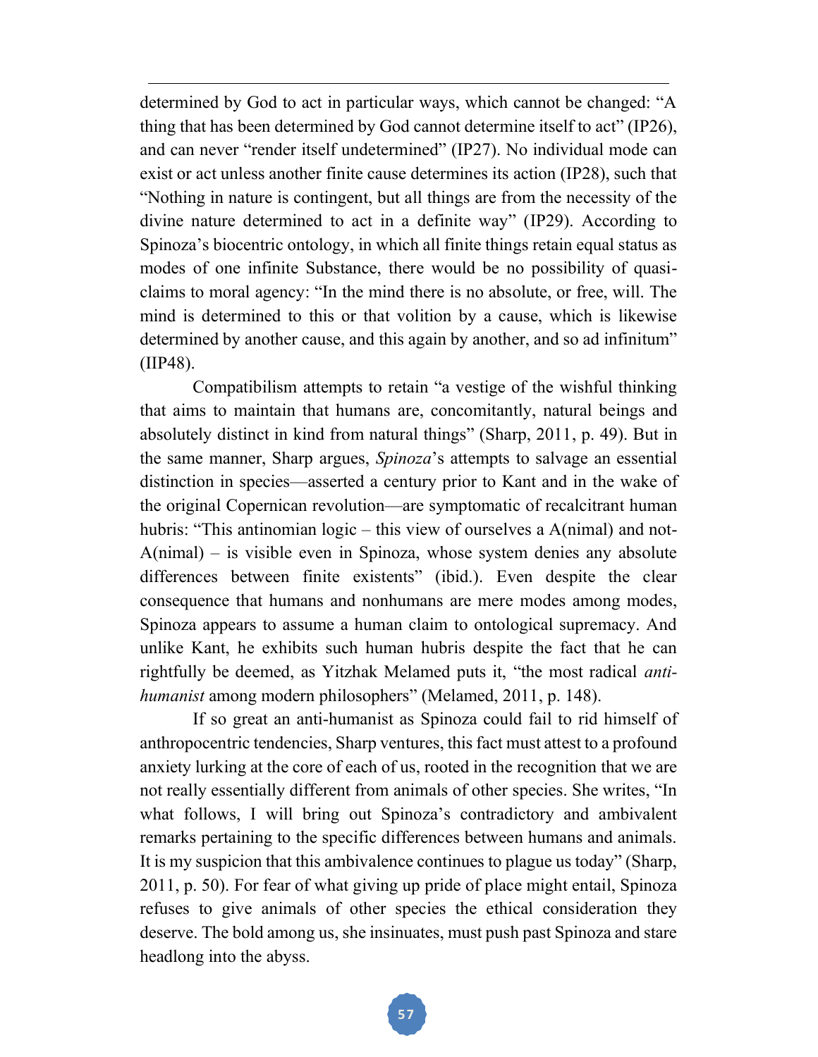determined by God to act in particular ways, which cannot be changed: "A thing that has been determined by God cannot determine itself to act" (IP26), and can never "render itself undetermined" (IP27). No individual mode can exist or act unless another finite cause determines its action (IP28), such that "Nothing in nature is contingent, but all things are from the necessity of the divine nature determined to act in a definite way" (IP29). According to Spinoza's biocentric ontology, in which all finite things retain equal status as modes of one infinite Substance, there would be no possibility of quasi-claims to moral agency: "In the mind there is no absolute, or free, will. The mind is determined to this or that volition by a cause, which is likewise determined by another cause, and this again by another, and so ad infinitum" (IIP48).

Compatibilism attempts to retain "a vestige of the wishful thinking that aims to maintain that humans are, concomitantly, natural beings and absolutely distinct in kind from natural things" (Sharp, 2011, p. 49). But in the same manner, Sharp argues, *Spinoza*'s attempts to salvage an essential distinction in species—asserted a century prior to Kant and in the wake of the original Copernican revolution—are symptomatic of recalcitrant human hubris: "This antinomian logic – this view of ourselves a A(nimal) and not-A(nimal) – is visible even in Spinoza, whose system denies any absolute differences between finite existents" (ibid.). Even despite the clear consequence that humans and nonhumans are mere modes among modes, Spinoza appears to assume a human claim to ontological supremacy. And unlike Kant, he exhibits such human hubris despite the fact that he can rightfully be deemed, as Yitzhak Melamed puts it, "the most radical *anti-humanist* among modern philosophers" (Melamed, 2011, p. 148).

If so great an anti-humanist as Spinoza could fail to rid himself of anthropocentric tendencies, Sharp ventures, this fact must attest to a profound anxiety lurking at the core of each of us, rooted in the recognition that we are not really essentially different from animals of other species. She writes, "In what follows, I will bring out Spinoza's contradictory and ambivalent remarks pertaining to the specific differences between humans and animals. It is my suspicion that this ambivalence continues to plague us today" (Sharp, 2011, p. 50). For fear of what giving up pride of place might entail, Spinoza refuses to give animals of other species the ethical consideration they deserve. The bold among us, she insinuates, must push past Spinoza and stare headlong into the abyss.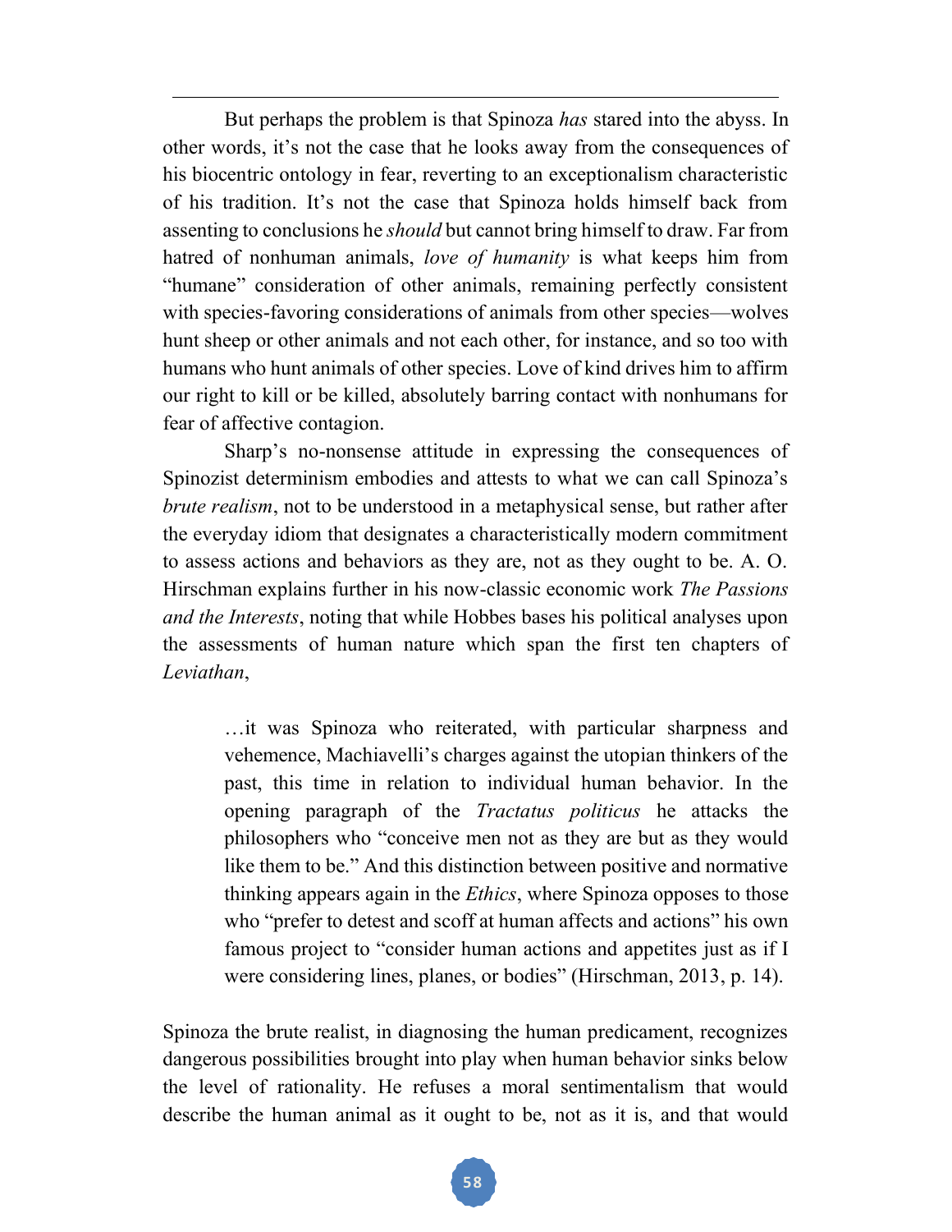But perhaps the problem is that Spinoza *has* stared into the abyss. In other words, it's not the case that he looks away from the consequences of his biocentric ontology in fear, reverting to an exceptionalism characteristic of his tradition. It's not the case that Spinoza holds himself back from assenting to conclusions he *should* but cannot bring himself to draw. Far from hatred of nonhuman animals, *love of humanity* is what keeps him from "humane" consideration of other animals, remaining perfectly consistent with species-favoring considerations of animals from other species—wolves hunt sheep or other animals and not each other, for instance, and so too with humans who hunt animals of other species. Love of kind drives him to affirm our right to kill or be killed, absolutely barring contact with nonhumans for fear of affective contagion.

Sharp's no-nonsense attitude in expressing the consequences of Spinozist determinism embodies and attests to what we can call Spinoza's *brute realism*, not to be understood in a metaphysical sense, but rather after the everyday idiom that designates a characteristically modern commitment to assess actions and behaviors as they are, not as they ought to be. A. O. Hirschman explains further in his now-classic economic work *The Passions and the Interests*, noting that while Hobbes bases his political analyses upon the assessments of human nature which span the first ten chapters of *Leviathan*,

> …it was Spinoza who reiterated, with particular sharpness and vehemence, Machiavelli's charges against the utopian thinkers of the past, this time in relation to individual human behavior. In the opening paragraph of the *Tractatus politicus* he attacks the philosophers who "conceive men not as they are but as they would like them to be." And this distinction between positive and normative thinking appears again in the *Ethics*, where Spinoza opposes to those who "prefer to detest and scoff at human affects and actions" his own famous project to "consider human actions and appetites just as if I were considering lines, planes, or bodies" (Hirschman, 2013, p. 14).

Spinoza the brute realist, in diagnosing the human predicament, recognizes dangerous possibilities brought into play when human behavior sinks below the level of rationality. He refuses a moral sentimentalism that would describe the human animal as it ought to be, not as it is, and that would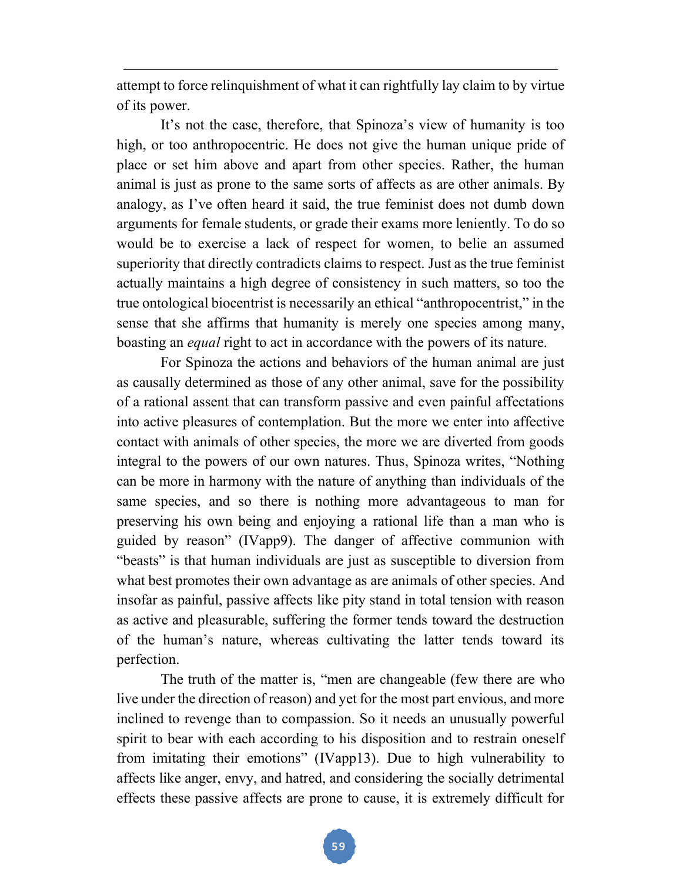attempt to force relinquishment of what it can rightfully lay claim to by virtue of its power.

It's not the case, therefore, that Spinoza's view of humanity is too high, or too anthropocentric. He does not give the human unique pride of place or set him above and apart from other species. Rather, the human animal is just as prone to the same sorts of affects as are other animals. By analogy, as I've often heard it said, the true feminist does not dumb down arguments for female students, or grade their exams more leniently. To do so would be to exercise a lack of respect for women, to belie an assumed superiority that directly contradicts claims to respect. Just as the true feminist actually maintains a high degree of consistency in such matters, so too the true ontological biocentrist is necessarily an ethical "anthropocentrist," in the sense that she affirms that humanity is merely one species among many, boasting an *equal* right to act in accordance with the powers of its nature.

For Spinoza the actions and behaviors of the human animal are just as causally determined as those of any other animal, save for the possibility of a rational assent that can transform passive and even painful affectations into active pleasures of contemplation. But the more we enter into affective contact with animals of other species, the more we are diverted from goods integral to the powers of our own natures. Thus, Spinoza writes, "Nothing can be more in harmony with the nature of anything than individuals of the same species, and so there is nothing more advantageous to man for preserving his own being and enjoying a rational life than a man who is guided by reason" (IVapp9). The danger of affective communion with "beasts" is that human individuals are just as susceptible to diversion from what best promotes their own advantage as are animals of other species. And insofar as painful, passive affects like pity stand in total tension with reason as active and pleasurable, suffering the former tends toward the destruction of the human's nature, whereas cultivating the latter tends toward its perfection.

The truth of the matter is, "men are changeable (few there are who live under the direction of reason) and yet for the most part envious, and more inclined to revenge than to compassion. So it needs an unusually powerful spirit to bear with each according to his disposition and to restrain oneself from imitating their emotions" (IVapp13). Due to high vulnerability to affects like anger, envy, and hatred, and considering the socially detrimental effects these passive affects are prone to cause, it is extremely difficult for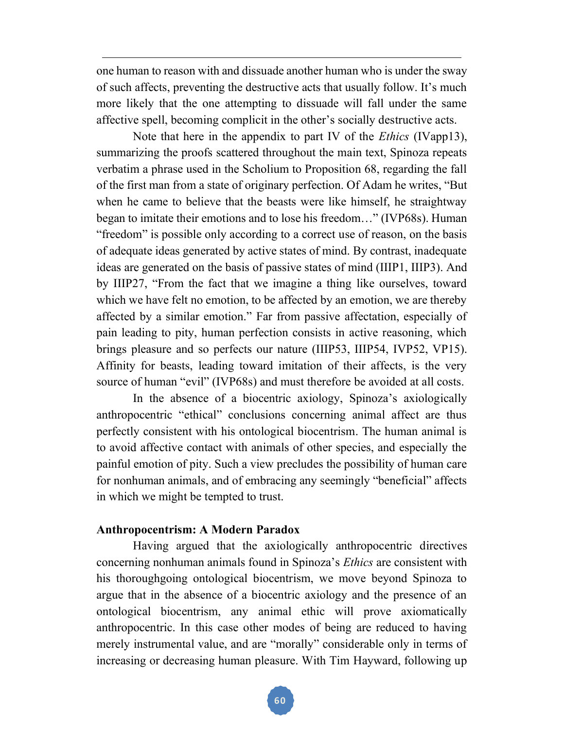one human to reason with and dissuade another human who is under the sway of such affects, preventing the destructive acts that usually follow. It's much more likely that the one attempting to dissuade will fall under the same affective spell, becoming complicit in the other's socially destructive acts.

Note that here in the appendix to part IV of the *Ethics* (IVapp13), summarizing the proofs scattered throughout the main text, Spinoza repeats verbatim a phrase used in the Scholium to Proposition 68, regarding the fall of the first man from a state of originary perfection. Of Adam he writes, "But when he came to believe that the beasts were like himself, he straightway began to imitate their emotions and to lose his freedom…" (IVP68s). Human "freedom" is possible only according to a correct use of reason, on the basis of adequate ideas generated by active states of mind. By contrast, inadequate ideas are generated on the basis of passive states of mind (IIIP1, IIIP3). And by IIIP27, "From the fact that we imagine a thing like ourselves, toward which we have felt no emotion, to be affected by an emotion, we are thereby affected by a similar emotion." Far from passive affectation, especially of pain leading to pity, human perfection consists in active reasoning, which brings pleasure and so perfects our nature (IIIP53, IIIP54, IVP52, VP15). Affinity for beasts, leading toward imitation of their affects, is the very source of human "evil" (IVP68s) and must therefore be avoided at all costs.

In the absence of a biocentric axiology, Spinoza's axiologically anthropocentric "ethical" conclusions concerning animal affect are thus perfectly consistent with his ontological biocentrism. The human animal is to avoid affective contact with animals of other species, and especially the painful emotion of pity. Such a view precludes the possibility of human care for nonhuman animals, and of embracing any seemingly "beneficial" affects in which we might be tempted to trust.

**Anthropocentrism: A Modern Paradox**

Having argued that the axiologically anthropocentric directives concerning nonhuman animals found in Spinoza's *Ethics* are consistent with his thoroughgoing ontological biocentrism, we move beyond Spinoza to argue that in the absence of a biocentric axiology and the presence of an ontological biocentrism, any animal ethic will prove axiomatically anthropocentric. In this case other modes of being are reduced to having merely instrumental value, and are "morally" considerable only in terms of increasing or decreasing human pleasure. With Tim Hayward, following up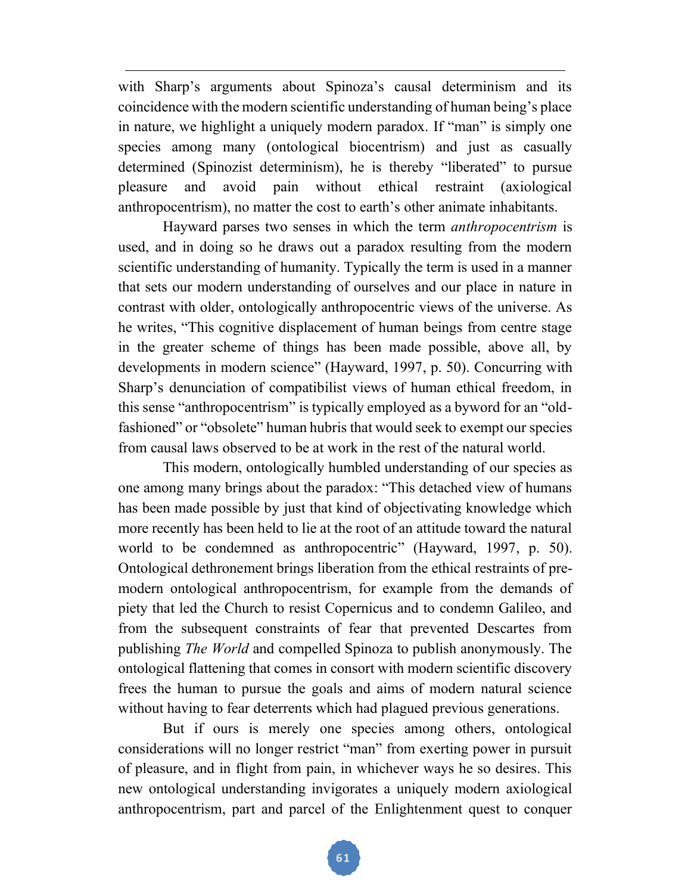with Sharp's arguments about Spinoza's causal determinism and its coincidence with the modern scientific understanding of human being's place in nature, we highlight a uniquely modern paradox. If "man" is simply one species among many (ontological biocentrism) and just as casually determined (Spinozist determinism), he is thereby "liberated" to pursue pleasure and avoid pain without ethical restraint (axiological anthropocentrism), no matter the cost to earth's other animate inhabitants.

Hayward parses two senses in which the term *anthropocentrism* is used, and in doing so he draws out a paradox resulting from the modern scientific understanding of humanity. Typically the term is used in a manner that sets our modern understanding of ourselves and our place in nature in contrast with older, ontologically anthropocentric views of the universe. As he writes, "This cognitive displacement of human beings from centre stage in the greater scheme of things has been made possible, above all, by developments in modern science" (Hayward, 1997, p. 50). Concurring with Sharp's denunciation of compatibilist views of human ethical freedom, in this sense "anthropocentrism" is typically employed as a byword for an "old-fashioned" or "obsolete" human hubris that would seek to exempt our species from causal laws observed to be at work in the rest of the natural world.

This modern, ontologically humbled understanding of our species as one among many brings about the paradox: "This detached view of humans has been made possible by just that kind of objectivating knowledge which more recently has been held to lie at the root of an attitude toward the natural world to be condemned as anthropocentric" (Hayward, 1997, p. 50). Ontological dethronement brings liberation from the ethical restraints of pre-modern ontological anthropocentrism, for example from the demands of piety that led the Church to resist Copernicus and to condemn Galileo, and from the subsequent constraints of fear that prevented Descartes from publishing *The World* and compelled Spinoza to publish anonymously. The ontological flattening that comes in consort with modern scientific discovery frees the human to pursue the goals and aims of modern natural science without having to fear deterrents which had plagued previous generations.

But if ours is merely one species among others, ontological considerations will no longer restrict "man" from exerting power in pursuit of pleasure, and in flight from pain, in whichever ways he so desires. This new ontological understanding invigorates a uniquely modern axiological anthropocentrism, part and parcel of the Enlightenment quest to conquer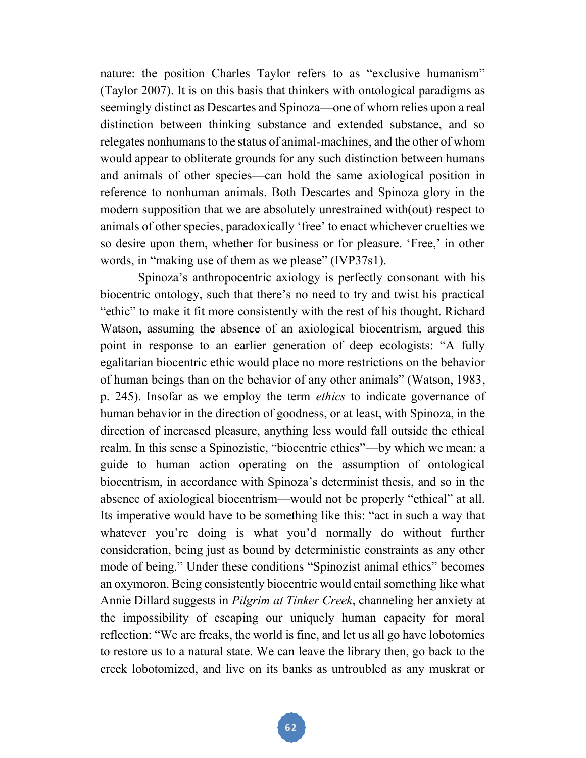nature: the position Charles Taylor refers to as "exclusive humanism" (Taylor 2007). It is on this basis that thinkers with ontological paradigms as seemingly distinct as Descartes and Spinoza—one of whom relies upon a real distinction between thinking substance and extended substance, and so relegates nonhumans to the status of animal-machines, and the other of whom would appear to obliterate grounds for any such distinction between humans and animals of other species—can hold the same axiological position in reference to nonhuman animals. Both Descartes and Spinoza glory in the modern supposition that we are absolutely unrestrained with(out) respect to animals of other species, paradoxically 'free' to enact whichever cruelties we so desire upon them, whether for business or for pleasure. 'Free,' in other words, in "making use of them as we please" (IVP37s1).

Spinoza's anthropocentric axiology is perfectly consonant with his biocentric ontology, such that there's no need to try and twist his practical "ethic" to make it fit more consistently with the rest of his thought. Richard Watson, assuming the absence of an axiological biocentrism, argued this point in response to an earlier generation of deep ecologists: "A fully egalitarian biocentric ethic would place no more restrictions on the behavior of human beings than on the behavior of any other animals" (Watson, 1983, p. 245). Insofar as we employ the term *ethics* to indicate governance of human behavior in the direction of goodness, or at least, with Spinoza, in the direction of increased pleasure, anything less would fall outside the ethical realm. In this sense a Spinozistic, "biocentric ethics"—by which we mean: a guide to human action operating on the assumption of ontological biocentrism, in accordance with Spinoza's determinist thesis, and so in the absence of axiological biocentrism—would not be properly "ethical" at all. Its imperative would have to be something like this: "act in such a way that whatever you're doing is what you'd normally do without further consideration, being just as bound by deterministic constraints as any other mode of being." Under these conditions "Spinozist animal ethics" becomes an oxymoron. Being consistently biocentric would entail something like what Annie Dillard suggests in *Pilgrim at Tinker Creek*, channeling her anxiety at the impossibility of escaping our uniquely human capacity for moral reflection: "We are freaks, the world is fine, and let us all go have lobotomies to restore us to a natural state. We can leave the library then, go back to the creek lobotomized, and live on its banks as untroubled as any muskrat or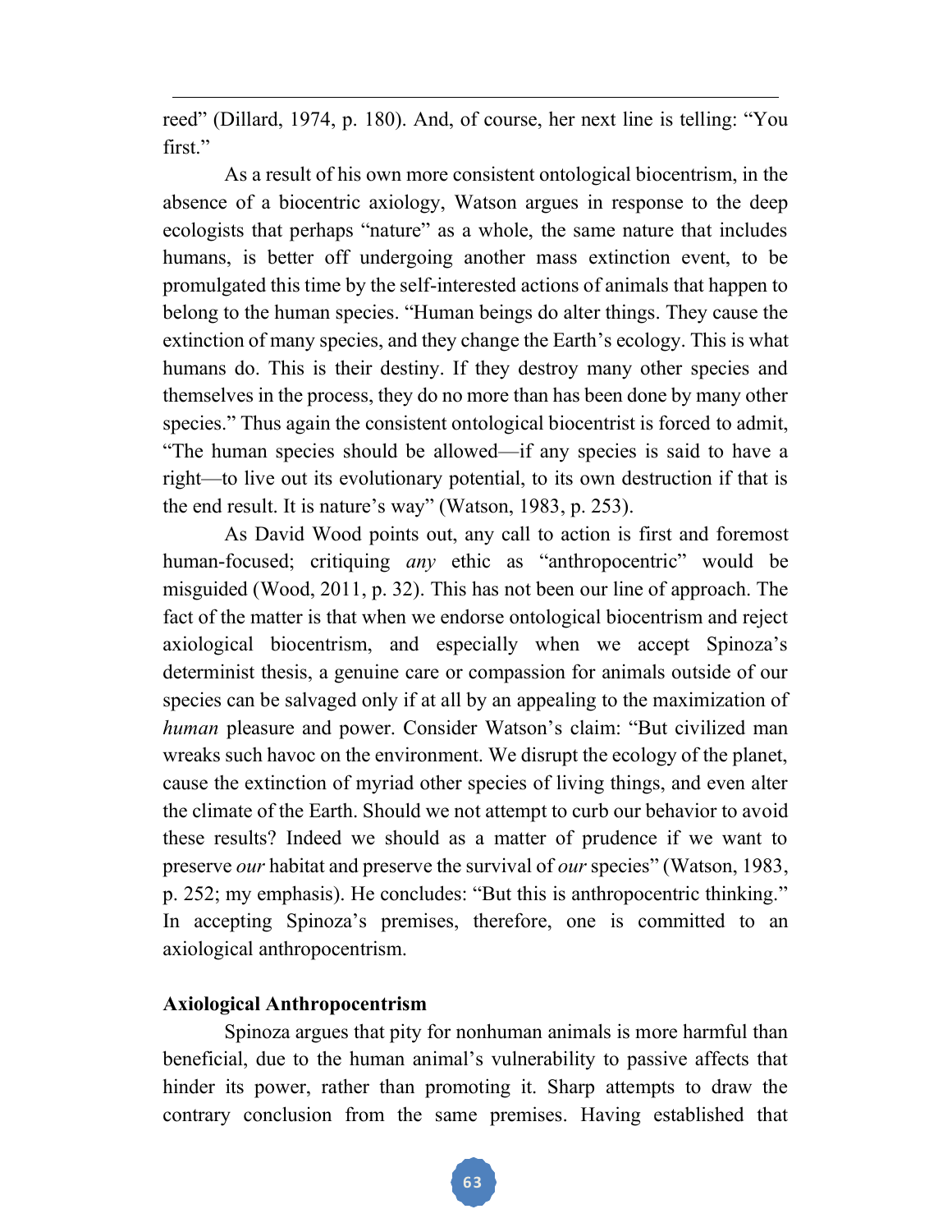reed" (Dillard, 1974, p. 180). And, of course, her next line is telling: "You first."

As a result of his own more consistent ontological biocentrism, in the absence of a biocentric axiology, Watson argues in response to the deep ecologists that perhaps "nature" as a whole, the same nature that includes humans, is better off undergoing another mass extinction event, to be promulgated this time by the self-interested actions of animals that happen to belong to the human species. "Human beings do alter things. They cause the extinction of many species, and they change the Earth's ecology. This is what humans do. This is their destiny. If they destroy many other species and themselves in the process, they do no more than has been done by many other species." Thus again the consistent ontological biocentrist is forced to admit, "The human species should be allowed—if any species is said to have a right—to live out its evolutionary potential, to its own destruction if that is the end result. It is nature's way" (Watson, 1983, p. 253).

As David Wood points out, any call to action is first and foremost human-focused; critiquing *any* ethic as "anthropocentric" would be misguided (Wood, 2011, p. 32). This has not been our line of approach. The fact of the matter is that when we endorse ontological biocentrism and reject axiological biocentrism, and especially when we accept Spinoza's determinist thesis, a genuine care or compassion for animals outside of our species can be salvaged only if at all by an appealing to the maximization of *human* pleasure and power. Consider Watson's claim: "But civilized man wreaks such havoc on the environment. We disrupt the ecology of the planet, cause the extinction of myriad other species of living things, and even alter the climate of the Earth. Should we not attempt to curb our behavior to avoid these results? Indeed we should as a matter of prudence if we want to preserve *our* habitat and preserve the survival of *our* species" (Watson, 1983, p. 252; my emphasis). He concludes: "But this is anthropocentric thinking." In accepting Spinoza's premises, therefore, one is committed to an axiological anthropocentrism.

**Axiological Anthropocentrism**

Spinoza argues that pity for nonhuman animals is more harmful than beneficial, due to the human animal's vulnerability to passive affects that hinder its power, rather than promoting it. Sharp attempts to draw the contrary conclusion from the same premises. Having established that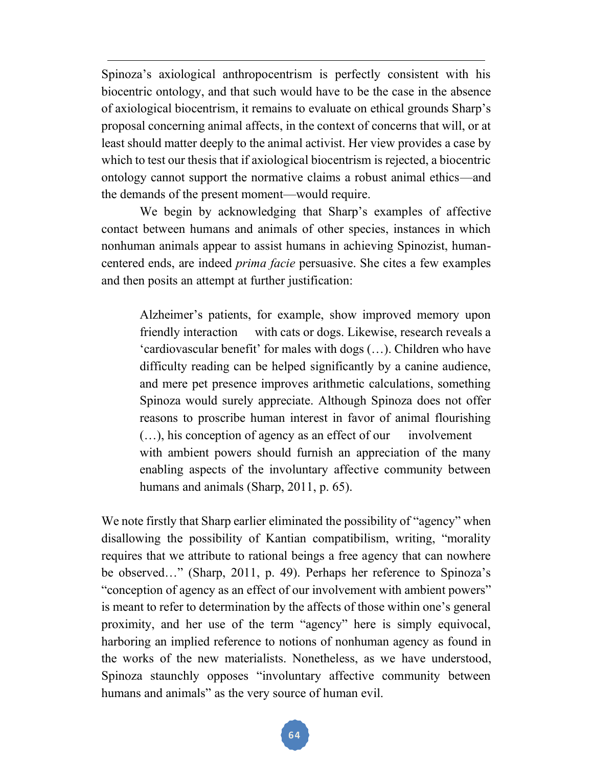Spinoza's axiological anthropocentrism is perfectly consistent with his biocentric ontology, and that such would have to be the case in the absence of axiological biocentrism, it remains to evaluate on ethical grounds Sharp's proposal concerning animal affects, in the context of concerns that will, or at least should matter deeply to the animal activist. Her view provides a case by which to test our thesis that if axiological biocentrism is rejected, a biocentric ontology cannot support the normative claims a robust animal ethics—and the demands of the present moment—would require.

We begin by acknowledging that Sharp's examples of affective contact between humans and animals of other species, instances in which nonhuman animals appear to assist humans in achieving Spinozist, human-centered ends, are indeed *prima facie* persuasive. She cites a few examples and then posits an attempt at further justification:

> Alzheimer's patients, for example, show improved memory upon friendly interaction with cats or dogs. Likewise, research reveals a 'cardiovascular benefit' for males with dogs (…). Children who have difficulty reading can be helped significantly by a canine audience, and mere pet presence improves arithmetic calculations, something Spinoza would surely appreciate. Although Spinoza does not offer reasons to proscribe human interest in favor of animal flourishing (…), his conception of agency as an effect of our involvement with ambient powers should furnish an appreciation of the many enabling aspects of the involuntary affective community between humans and animals (Sharp, 2011, p. 65).

We note firstly that Sharp earlier eliminated the possibility of "agency" when disallowing the possibility of Kantian compatibilism, writing, "morality requires that we attribute to rational beings a free agency that can nowhere be observed…" (Sharp, 2011, p. 49). Perhaps her reference to Spinoza's "conception of agency as an effect of our involvement with ambient powers" is meant to refer to determination by the affects of those within one's general proximity, and her use of the term "agency" here is simply equivocal, harboring an implied reference to notions of nonhuman agency as found in the works of the new materialists. Nonetheless, as we have understood, Spinoza staunchly opposes "involuntary affective community between humans and animals" as the very source of human evil.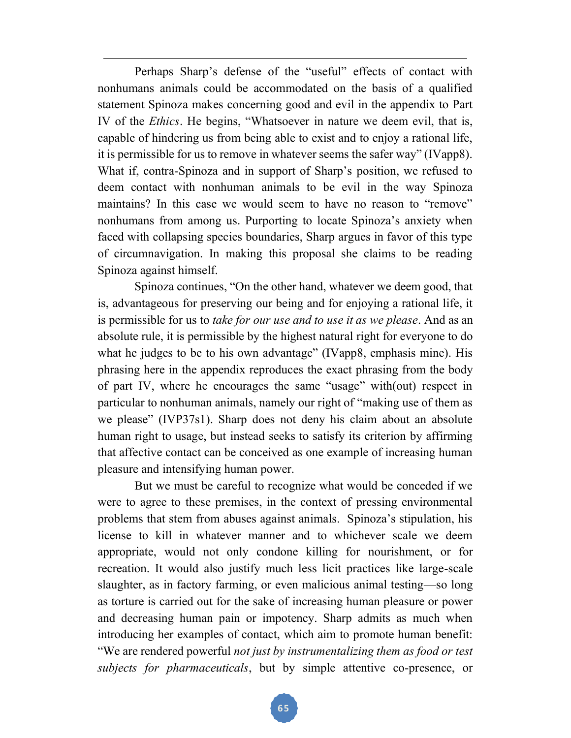Perhaps Sharp's defense of the "useful" effects of contact with nonhumans animals could be accommodated on the basis of a qualified statement Spinoza makes concerning good and evil in the appendix to Part IV of the *Ethics*. He begins, "Whatsoever in nature we deem evil, that is, capable of hindering us from being able to exist and to enjoy a rational life, it is permissible for us to remove in whatever seems the safer way" (IVapp8). What if, contra-Spinoza and in support of Sharp's position, we refused to deem contact with nonhuman animals to be evil in the way Spinoza maintains? In this case we would seem to have no reason to "remove" nonhumans from among us. Purporting to locate Spinoza's anxiety when faced with collapsing species boundaries, Sharp argues in favor of this type of circumnavigation. In making this proposal she claims to be reading Spinoza against himself.

Spinoza continues, "On the other hand, whatever we deem good, that is, advantageous for preserving our being and for enjoying a rational life, it is permissible for us to *take for our use and to use it as we please*. And as an absolute rule, it is permissible by the highest natural right for everyone to do what he judges to be to his own advantage" (IVapp8, emphasis mine). His phrasing here in the appendix reproduces the exact phrasing from the body of part IV, where he encourages the same "usage" with(out) respect in particular to nonhuman animals, namely our right of "making use of them as we please" (IVP37s1). Sharp does not deny his claim about an absolute human right to usage, but instead seeks to satisfy its criterion by affirming that affective contact can be conceived as one example of increasing human pleasure and intensifying human power.

But we must be careful to recognize what would be conceded if we were to agree to these premises, in the context of pressing environmental problems that stem from abuses against animals. Spinoza's stipulation, his license to kill in whatever manner and to whichever scale we deem appropriate, would not only condone killing for nourishment, or for recreation. It would also justify much less licit practices like large-scale slaughter, as in factory farming, or even malicious animal testing—so long as torture is carried out for the sake of increasing human pleasure or power and decreasing human pain or impotency. Sharp admits as much when introducing her examples of contact, which aim to promote human benefit: "We are rendered powerful *not just by instrumentalizing them as food or test subjects for pharmaceuticals*, but by simple attentive co-presence, or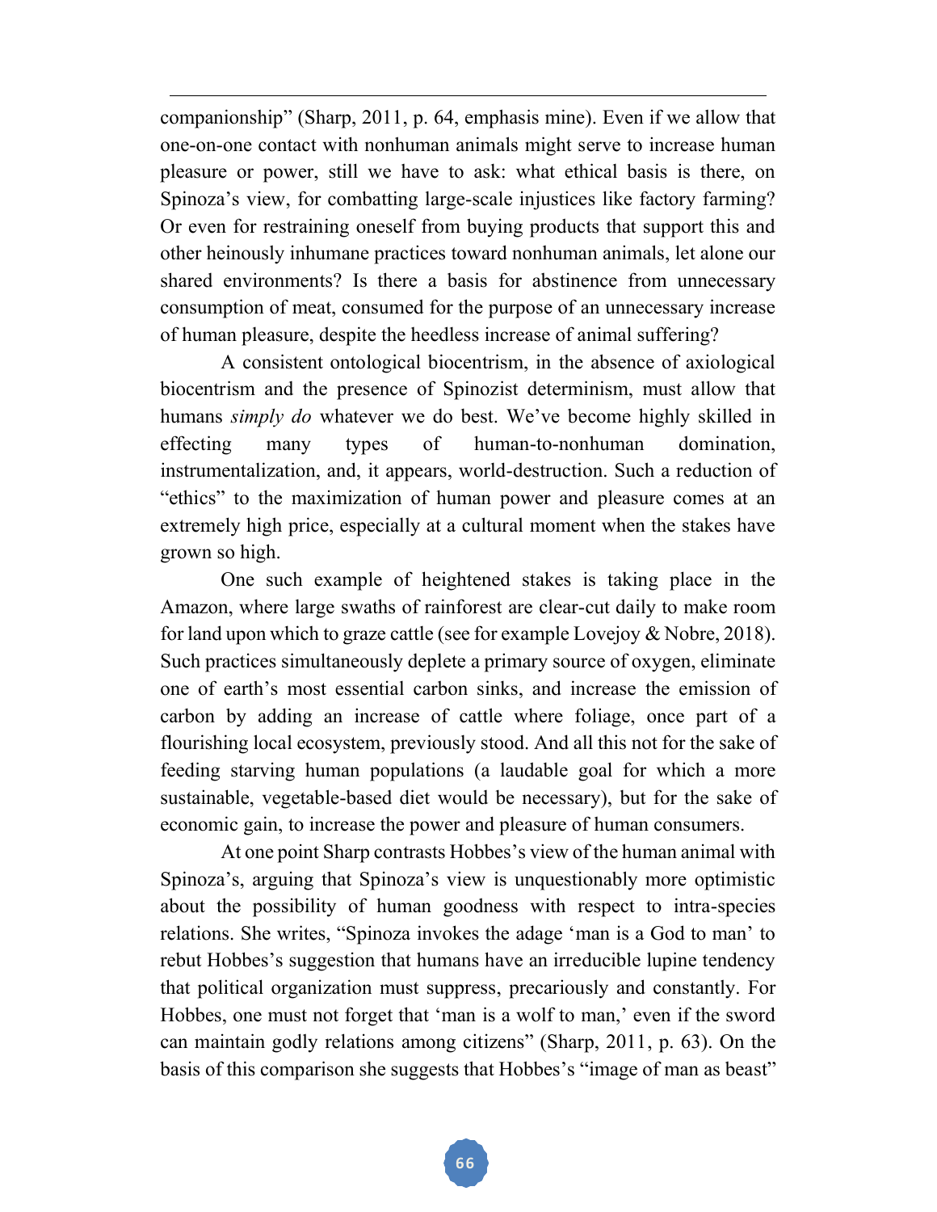companionship" (Sharp, 2011, p. 64, emphasis mine). Even if we allow that one-on-one contact with nonhuman animals might serve to increase human pleasure or power, still we have to ask: what ethical basis is there, on Spinoza's view, for combatting large-scale injustices like factory farming? Or even for restraining oneself from buying products that support this and other heinously inhumane practices toward nonhuman animals, let alone our shared environments? Is there a basis for abstinence from unnecessary consumption of meat, consumed for the purpose of an unnecessary increase of human pleasure, despite the heedless increase of animal suffering?

A consistent ontological biocentrism, in the absence of axiological biocentrism and the presence of Spinozist determinism, must allow that humans *simply do* whatever we do best. We've become highly skilled in effecting many types of human-to-nonhuman domination, instrumentalization, and, it appears, world-destruction. Such a reduction of "ethics" to the maximization of human power and pleasure comes at an extremely high price, especially at a cultural moment when the stakes have grown so high.

One such example of heightened stakes is taking place in the Amazon, where large swaths of rainforest are clear-cut daily to make room for land upon which to graze cattle (see for example Lovejoy & Nobre, 2018). Such practices simultaneously deplete a primary source of oxygen, eliminate one of earth's most essential carbon sinks, and increase the emission of carbon by adding an increase of cattle where foliage, once part of a flourishing local ecosystem, previously stood. And all this not for the sake of feeding starving human populations (a laudable goal for which a more sustainable, vegetable-based diet would be necessary), but for the sake of economic gain, to increase the power and pleasure of human consumers.

At one point Sharp contrasts Hobbes's view of the human animal with Spinoza's, arguing that Spinoza's view is unquestionably more optimistic about the possibility of human goodness with respect to intra-species relations. She writes, "Spinoza invokes the adage 'man is a God to man' to rebut Hobbes's suggestion that humans have an irreducible lupine tendency that political organization must suppress, precariously and constantly. For Hobbes, one must not forget that 'man is a wolf to man,' even if the sword can maintain godly relations among citizens" (Sharp, 2011, p. 63). On the basis of this comparison she suggests that Hobbes's "image of man as beast"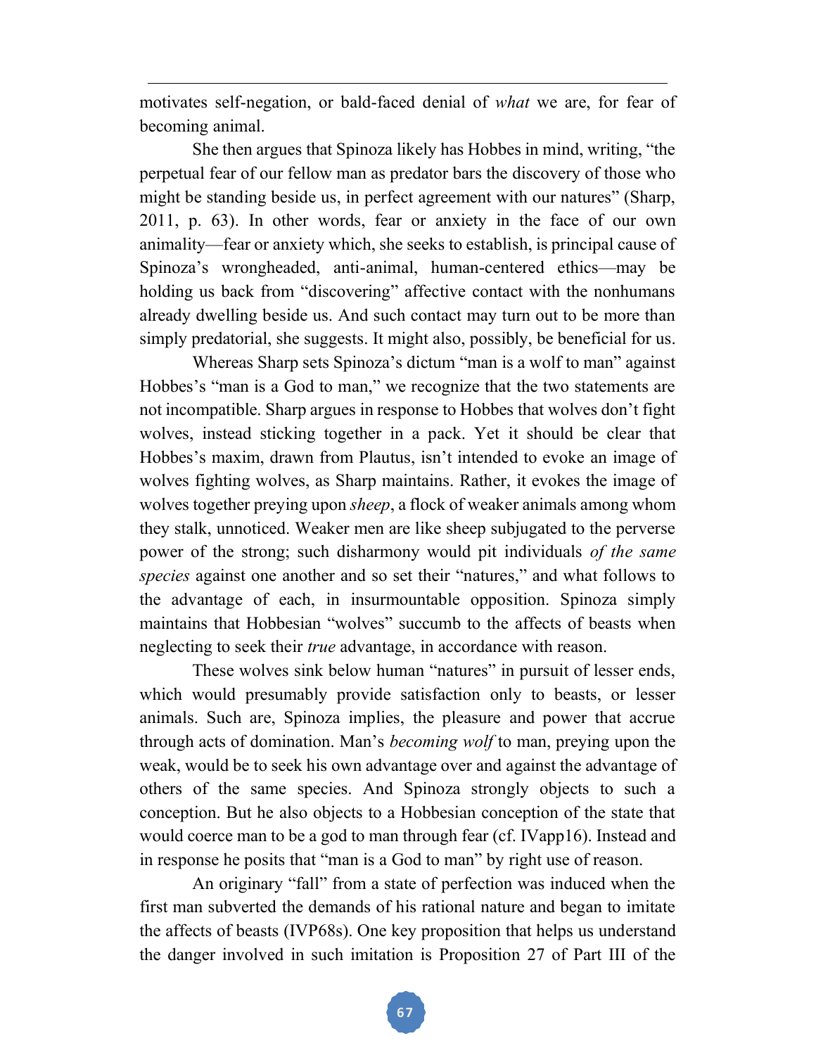motivates self-negation, or bald-faced denial of *what* we are, for fear of becoming animal.

She then argues that Spinoza likely has Hobbes in mind, writing, “the perpetual fear of our fellow man as predator bars the discovery of those who might be standing beside us, in perfect agreement with our natures” (Sharp, 2011, p. 63). In other words, fear or anxiety in the face of our own animality—fear or anxiety which, she seeks to establish, is principal cause of Spinoza’s wrongheaded, anti-animal, human-centered ethics—may be holding us back from “discovering” affective contact with the nonhumans already dwelling beside us. And such contact may turn out to be more than simply predatorial, she suggests. It might also, possibly, be beneficial for us.

Whereas Sharp sets Spinoza’s dictum “man is a wolf to man” against Hobbes’s “man is a God to man,” we recognize that the two statements are not incompatible. Sharp argues in response to Hobbes that wolves don’t fight wolves, instead sticking together in a pack. Yet it should be clear that Hobbes’s maxim, drawn from Plautus, isn’t intended to evoke an image of wolves fighting wolves, as Sharp maintains. Rather, it evokes the image of wolves together preying upon *sheep*, a flock of weaker animals among whom they stalk, unnoticed. Weaker men are like sheep subjugated to the perverse power of the strong; such disharmony would pit individuals *of the same species* against one another and so set their “natures,” and what follows to the advantage of each, in insurmountable opposition. Spinoza simply maintains that Hobbesian “wolves” succumb to the affects of beasts when neglecting to seek their *true* advantage, in accordance with reason.

These wolves sink below human “natures” in pursuit of lesser ends, which would presumably provide satisfaction only to beasts, or lesser animals. Such are, Spinoza implies, the pleasure and power that accrue through acts of domination. Man’s *becoming wolf* to man, preying upon the weak, would be to seek his own advantage over and against the advantage of others of the same species. And Spinoza strongly objects to such a conception. But he also objects to a Hobbesian conception of the state that would coerce man to be a god to man through fear (cf. IVapp16). Instead and in response he posits that “man is a God to man” by right use of reason.

An originary “fall” from a state of perfection was induced when the first man subverted the demands of his rational nature and began to imitate the affects of beasts (IVP68s). One key proposition that helps us understand the danger involved in such imitation is Proposition 27 of Part III of the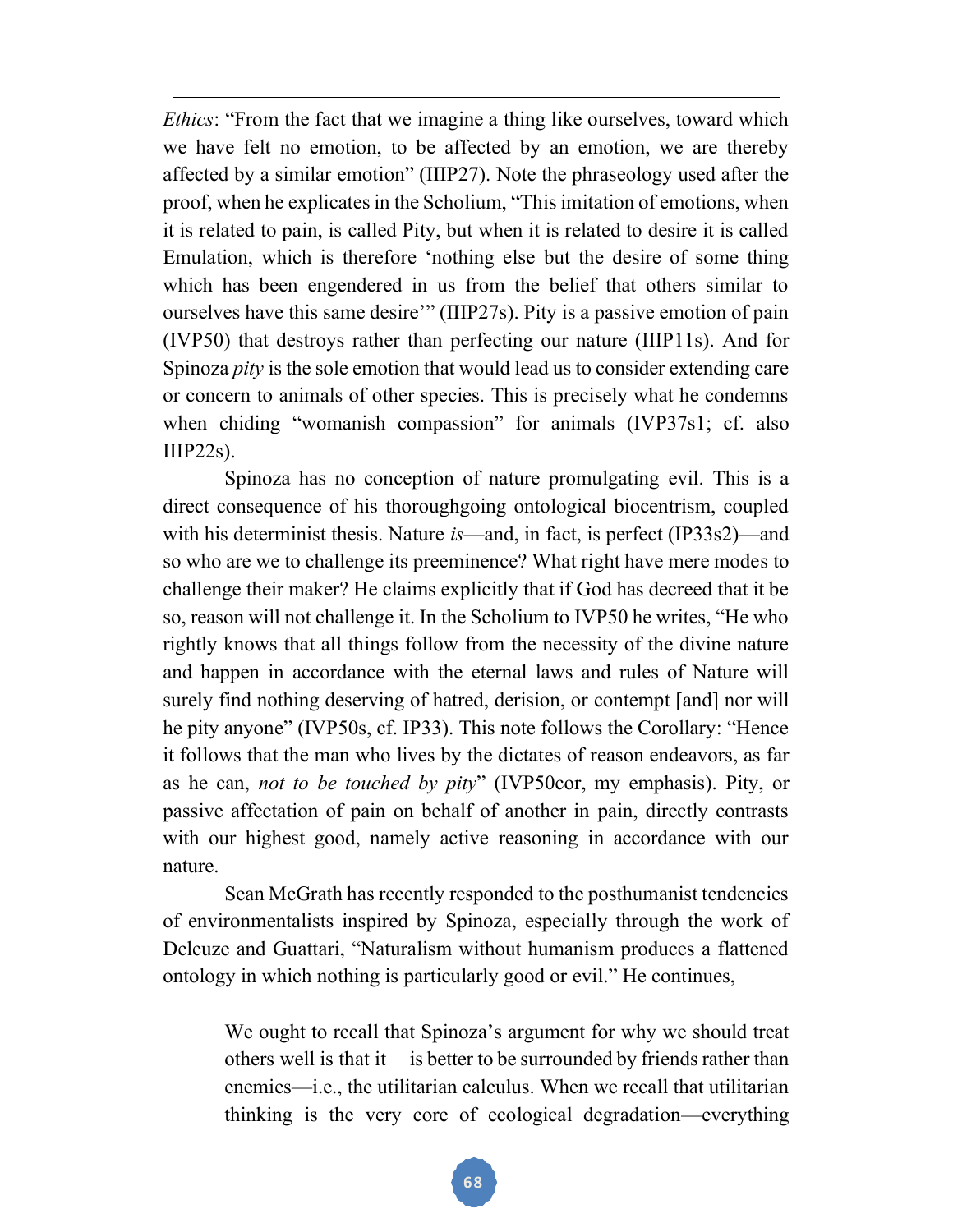*Ethics*: "From the fact that we imagine a thing like ourselves, toward which we have felt no emotion, to be affected by an emotion, we are thereby affected by a similar emotion" (IIIP27). Note the phraseology used after the proof, when he explicates in the Scholium, "This imitation of emotions, when it is related to pain, is called Pity, but when it is related to desire it is called Emulation, which is therefore 'nothing else but the desire of some thing which has been engendered in us from the belief that others similar to ourselves have this same desire'" (IIIP27s). Pity is a passive emotion of pain (IVP50) that destroys rather than perfecting our nature (IIIP11s). And for Spinoza *pity* is the sole emotion that would lead us to consider extending care or concern to animals of other species. This is precisely what he condemns when chiding "womanish compassion" for animals (IVP37s1; cf. also IIIP22s).

Spinoza has no conception of nature promulgating evil. This is a direct consequence of his thoroughgoing ontological biocentrism, coupled with his determinist thesis. Nature *is*—and, in fact, is perfect (IP33s2)—and so who are we to challenge its preeminence? What right have mere modes to challenge their maker? He claims explicitly that if God has decreed that it be so, reason will not challenge it. In the Scholium to IVP50 he writes, "He who rightly knows that all things follow from the necessity of the divine nature and happen in accordance with the eternal laws and rules of Nature will surely find nothing deserving of hatred, derision, or contempt [and] nor will he pity anyone" (IVP50s, cf. IP33). This note follows the Corollary: "Hence it follows that the man who lives by the dictates of reason endeavors, as far as he can, *not to be touched by pity*" (IVP50cor, my emphasis). Pity, or passive affectation of pain on behalf of another in pain, directly contrasts with our highest good, namely active reasoning in accordance with our nature.

Sean McGrath has recently responded to the posthumanist tendencies of environmentalists inspired by Spinoza, especially through the work of Deleuze and Guattari, "Naturalism without humanism produces a flattened ontology in which nothing is particularly good or evil." He continues,

> We ought to recall that Spinoza's argument for why we should treat others well is that it is better to be surrounded by friends rather than enemies—i.e., the utilitarian calculus. When we recall that utilitarian thinking is the very core of ecological degradation—everything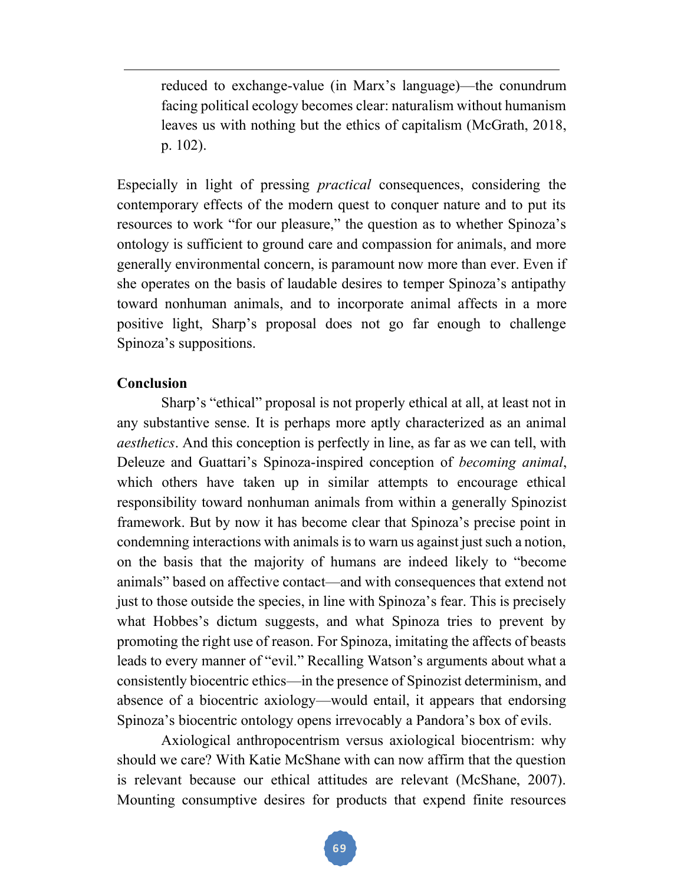> reduced to exchange-value (in Marx's language)—the conundrum facing political ecology becomes clear: naturalism without humanism leaves us with nothing but the ethics of capitalism (McGrath, 2018, p. 102).

Especially in light of pressing *practical* consequences, considering the contemporary effects of the modern quest to conquer nature and to put its resources to work "for our pleasure," the question as to whether Spinoza's ontology is sufficient to ground care and compassion for animals, and more generally environmental concern, is paramount now more than ever. Even if she operates on the basis of laudable desires to temper Spinoza's antipathy toward nonhuman animals, and to incorporate animal affects in a more positive light, Sharp's proposal does not go far enough to challenge Spinoza's suppositions.

**Conclusion**

Sharp's "ethical" proposal is not properly ethical at all, at least not in any substantive sense. It is perhaps more aptly characterized as an animal *aesthetics*. And this conception is perfectly in line, as far as we can tell, with Deleuze and Guattari's Spinoza-inspired conception of *becoming animal*, which others have taken up in similar attempts to encourage ethical responsibility toward nonhuman animals from within a generally Spinozist framework. But by now it has become clear that Spinoza's precise point in condemning interactions with animals is to warn us against just such a notion, on the basis that the majority of humans are indeed likely to "become animals" based on affective contact—and with consequences that extend not just to those outside the species, in line with Spinoza's fear. This is precisely what Hobbes's dictum suggests, and what Spinoza tries to prevent by promoting the right use of reason. For Spinoza, imitating the affects of beasts leads to every manner of "evil." Recalling Watson's arguments about what a consistently biocentric ethics—in the presence of Spinozist determinism, and absence of a biocentric axiology—would entail, it appears that endorsing Spinoza's biocentric ontology opens irrevocably a Pandora's box of evils.

Axiological anthropocentrism versus axiological biocentrism: why should we care? With Katie McShane with can now affirm that the question is relevant because our ethical attitudes are relevant (McShane, 2007). Mounting consumptive desires for products that expend finite resources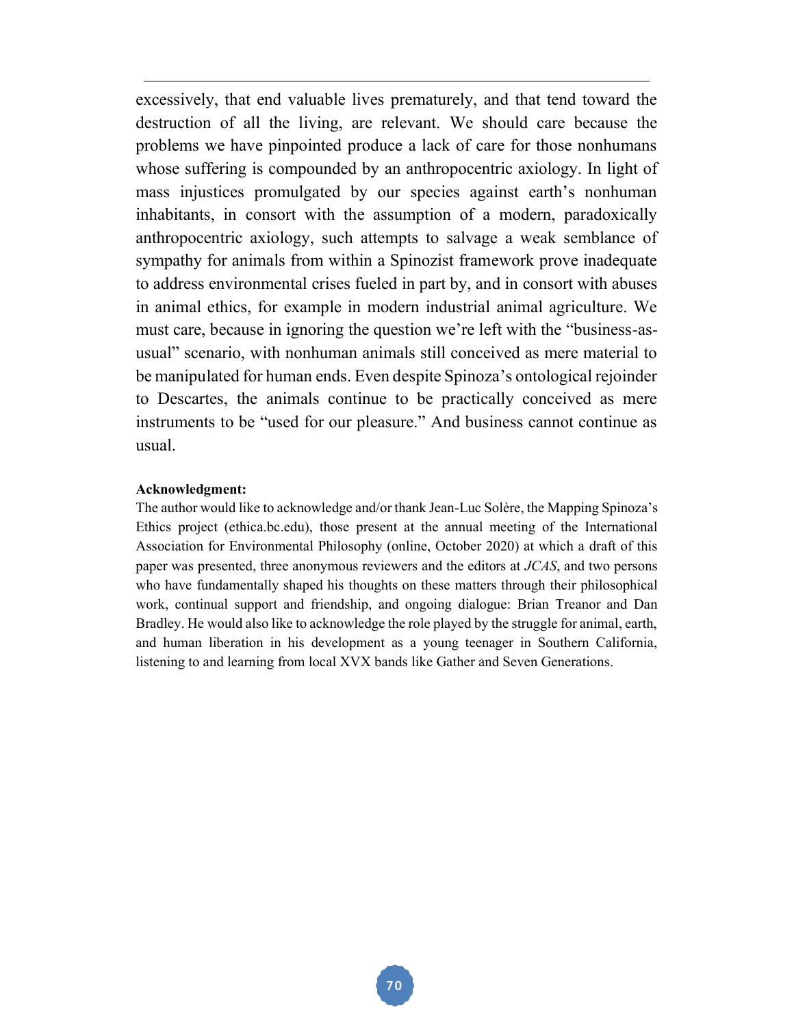excessively, that end valuable lives prematurely, and that tend toward the destruction of all the living, are relevant. We should care because the problems we have pinpointed produce a lack of care for those nonhumans whose suffering is compounded by an anthropocentric axiology. In light of mass injustices promulgated by our species against earth's nonhuman inhabitants, in consort with the assumption of a modern, paradoxically anthropocentric axiology, such attempts to salvage a weak semblance of sympathy for animals from within a Spinozist framework prove inadequate to address environmental crises fueled in part by, and in consort with abuses in animal ethics, for example in modern industrial animal agriculture. We must care, because in ignoring the question we're left with the "business-as-usual" scenario, with nonhuman animals still conceived as mere material to be manipulated for human ends. Even despite Spinoza's ontological rejoinder to Descartes, the animals continue to be practically conceived as mere instruments to be "used for our pleasure." And business cannot continue as usual.

**Acknowledgment:**
The author would like to acknowledge and/or thank Jean-Luc Solère, the Mapping Spinoza's Ethics project (ethica.bc.edu), those present at the annual meeting of the International Association for Environmental Philosophy (online, October 2020) at which a draft of this paper was presented, three anonymous reviewers and the editors at *JCAS*, and two persons who have fundamentally shaped his thoughts on these matters through their philosophical work, continual support and friendship, and ongoing dialogue: Brian Treanor and Dan Bradley. He would also like to acknowledge the role played by the struggle for animal, earth, and human liberation in his development as a young teenager in Southern California, listening to and learning from local XVX bands like Gather and Seven Generations.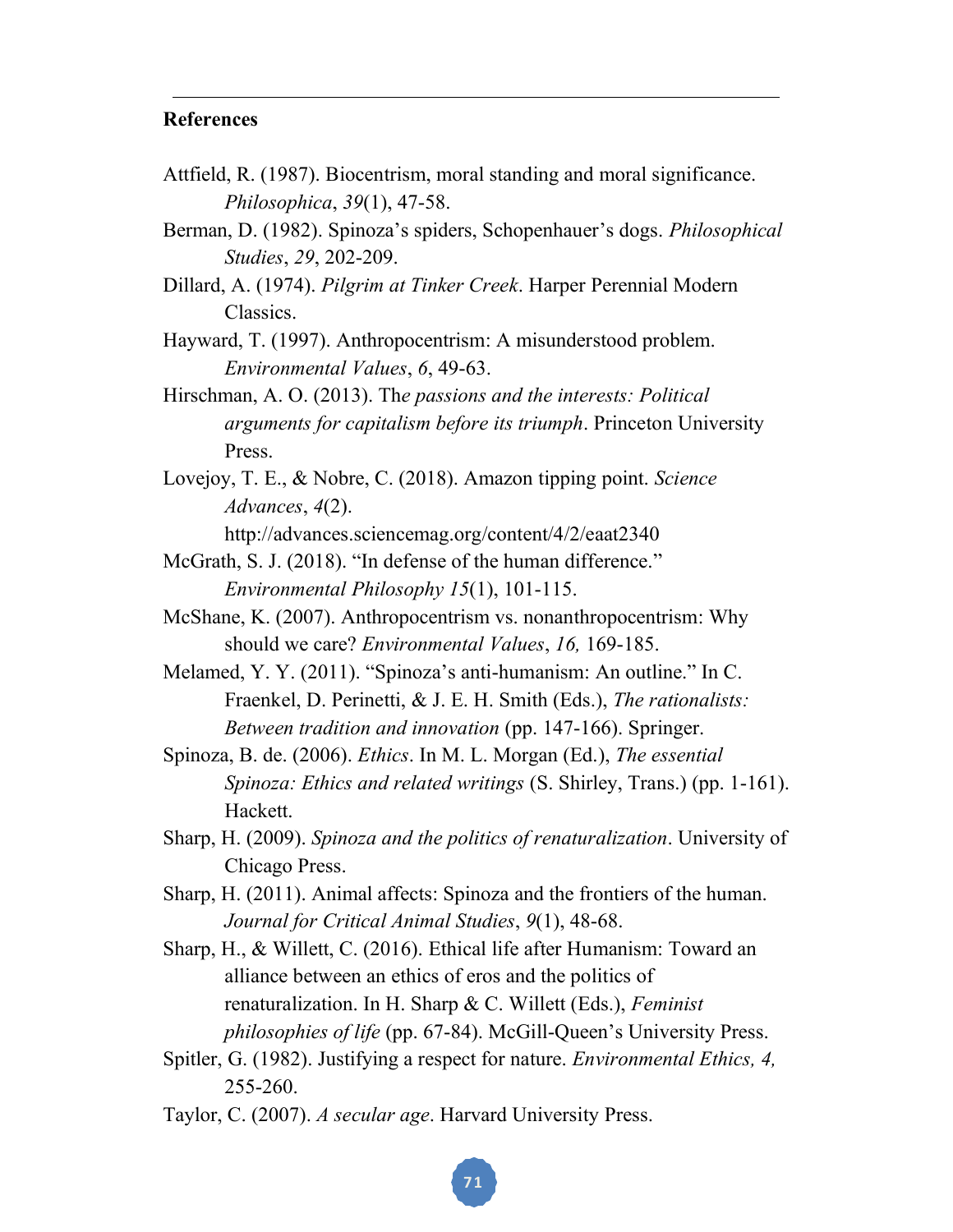## References

Attfield, R. (1987). Biocentrism, moral standing and moral significance. *Philosophica*, *39*(1), 47-58.

Berman, D. (1982). Spinoza's spiders, Schopenhauer's dogs. *Philosophical Studies*, *29*, 202-209.

Dillard, A. (1974). *Pilgrim at Tinker Creek*. Harper Perennial Modern Classics.

Hayward, T. (1997). Anthropocentrism: A misunderstood problem. *Environmental Values*, *6*, 49-63.

Hirschman, A. O. (2013). Th*e passions and the interests: Political arguments for capitalism before its triumph*. Princeton University Press.

Lovejoy, T. E., & Nobre, C. (2018). Amazon tipping point. *Science Advances*, *4*(2). http://advances.sciencemag.org/content/4/2/eaat2340

McGrath, S. J. (2018). "In defense of the human difference." *Environmental Philosophy 15*(1), 101-115.

McShane, K. (2007). Anthropocentrism vs. nonanthropocentrism: Why should we care? *Environmental Values*, *16,* 169-185.

Melamed, Y. Y. (2011). "Spinoza's anti-humanism: An outline." In C. Fraenkel, D. Perinetti, & J. E. H. Smith (Eds.), *The rationalists: Between tradition and innovation* (pp. 147-166). Springer.

Spinoza, B. de. (2006). *Ethics*. In M. L. Morgan (Ed.), *The essential Spinoza: Ethics and related writings* (S. Shirley, Trans.) (pp. 1-161). Hackett.

Sharp, H. (2009). *Spinoza and the politics of renaturalization*. University of Chicago Press.

Sharp, H. (2011). Animal affects: Spinoza and the frontiers of the human. *Journal for Critical Animal Studies*, *9*(1), 48-68.

Sharp, H., & Willett, C. (2016). Ethical life after Humanism: Toward an alliance between an ethics of eros and the politics of renaturalization. In H. Sharp & C. Willett (Eds.), *Feminist philosophies of life* (pp. 67-84). McGill-Queen's University Press.

Spitler, G. (1982). Justifying a respect for nature. *Environmental Ethics, 4,* 255-260.

Taylor, C. (2007). *A secular age*. Harvard University Press.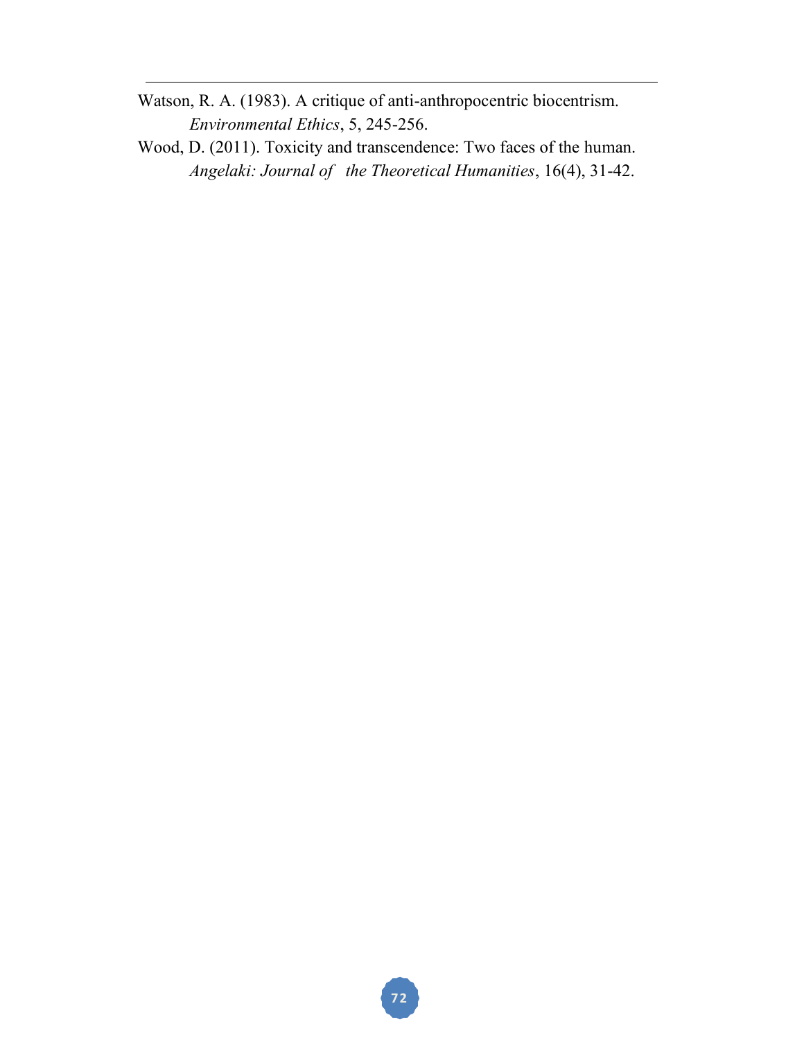Watson, R. A. (1983). A critique of anti-anthropocentric biocentrism. *Environmental Ethics*, 5, 245-256.

Wood, D. (2011). Toxicity and transcendence: Two faces of the human. *Angelaki: Journal of the Theoretical Humanities*, 16(4), 31-42.